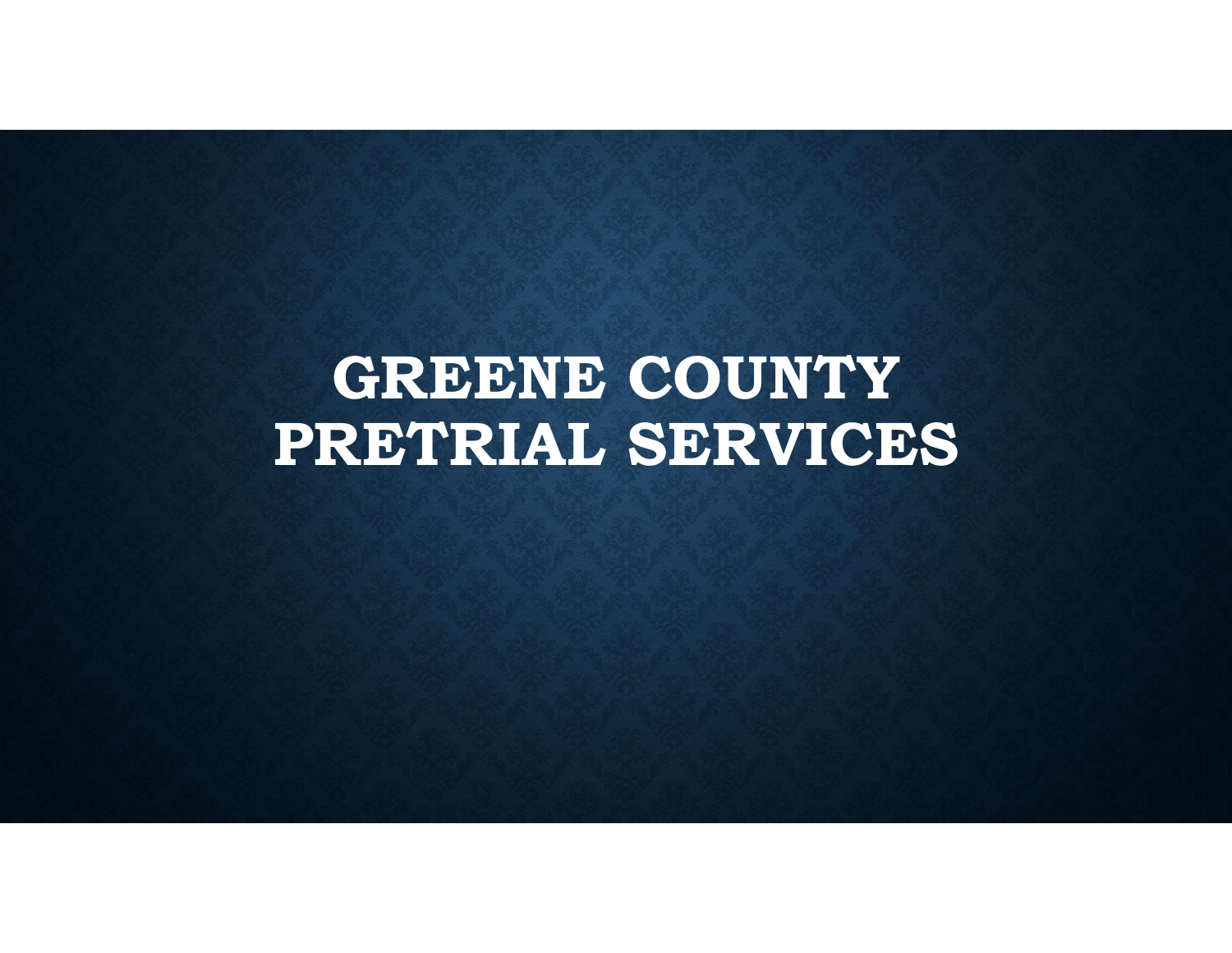# GREENE COUNTY PRETRIAL SERVICES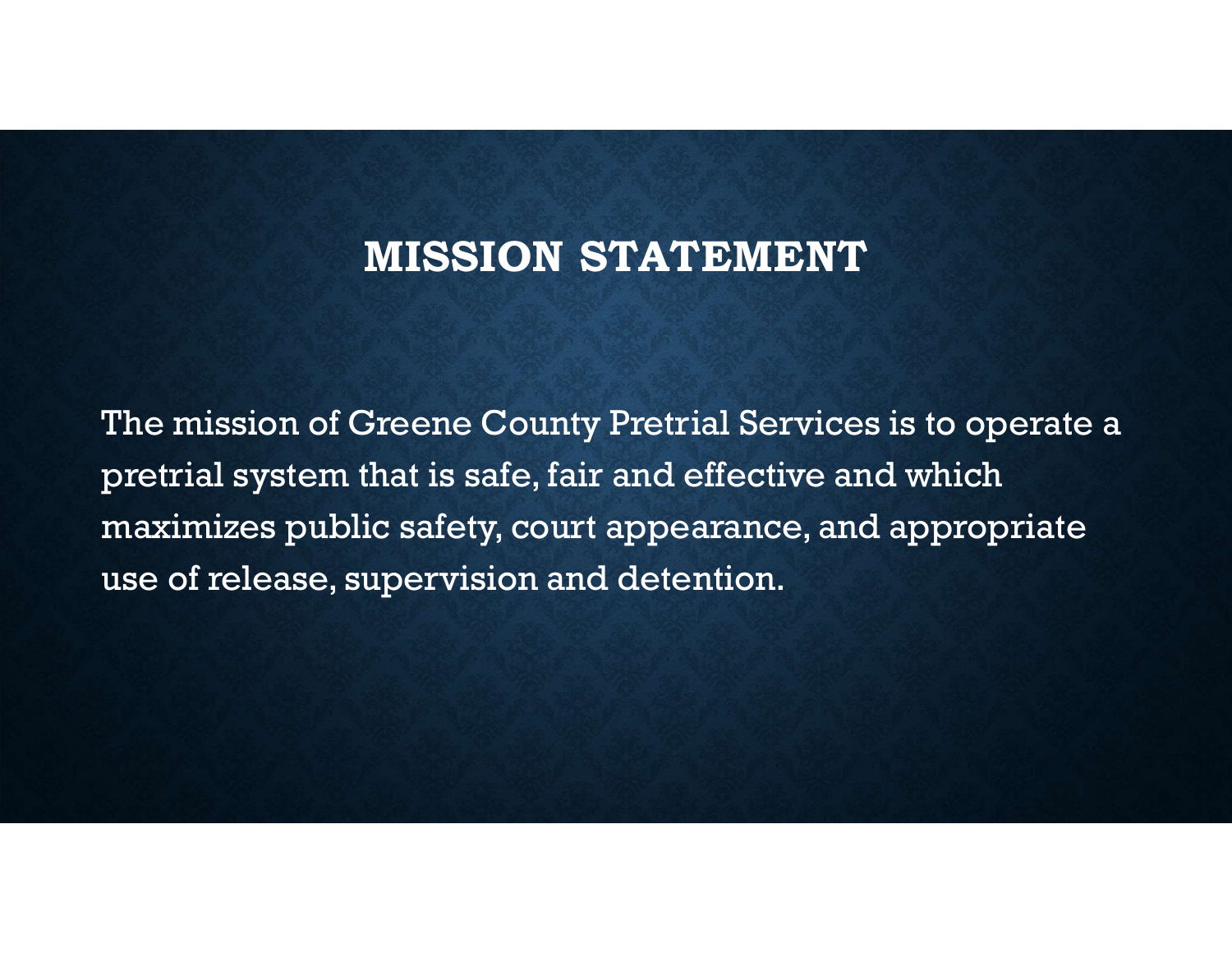# MISSION STATEMENT

The mission of Greene County Pretrial Services is to operate a pretrial system that is safe, fair and effective and which maximizes public safety, court appearance, and appropriate use of release, supervision and detention.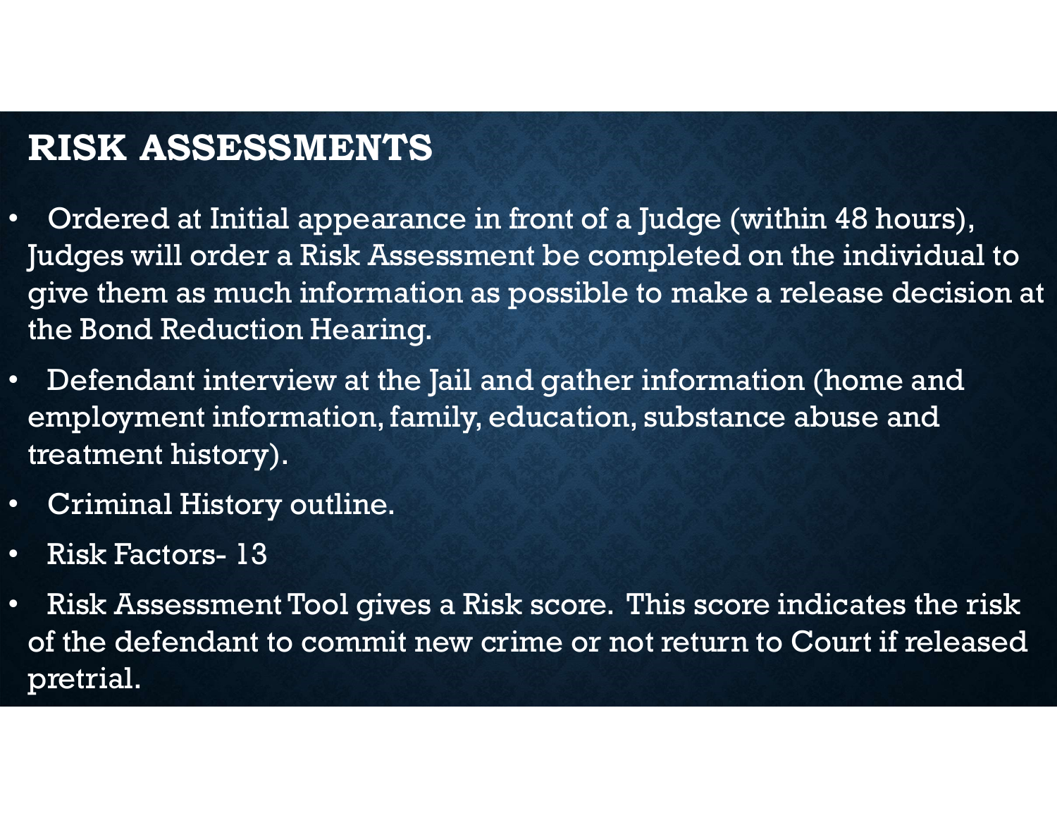# RISK ASSESSMENTS

- Ordered at Initial appearance in front of a Judge (within 48 hours), Judges will order a Risk Assessment be completed on the individual to give them as much information as possible to make a release decision at the Bond Reduction Hearing.
- Defendant interview at the Jail and gather information (home and employment information, family, education, substance abuse and treatment history).
- Criminal History outline.
- Risk Factors- 13
- Risk Assessment Tool gives a Risk score. This score indicates the risk of the defendant to commit new crime or not return to Court if released pretrial.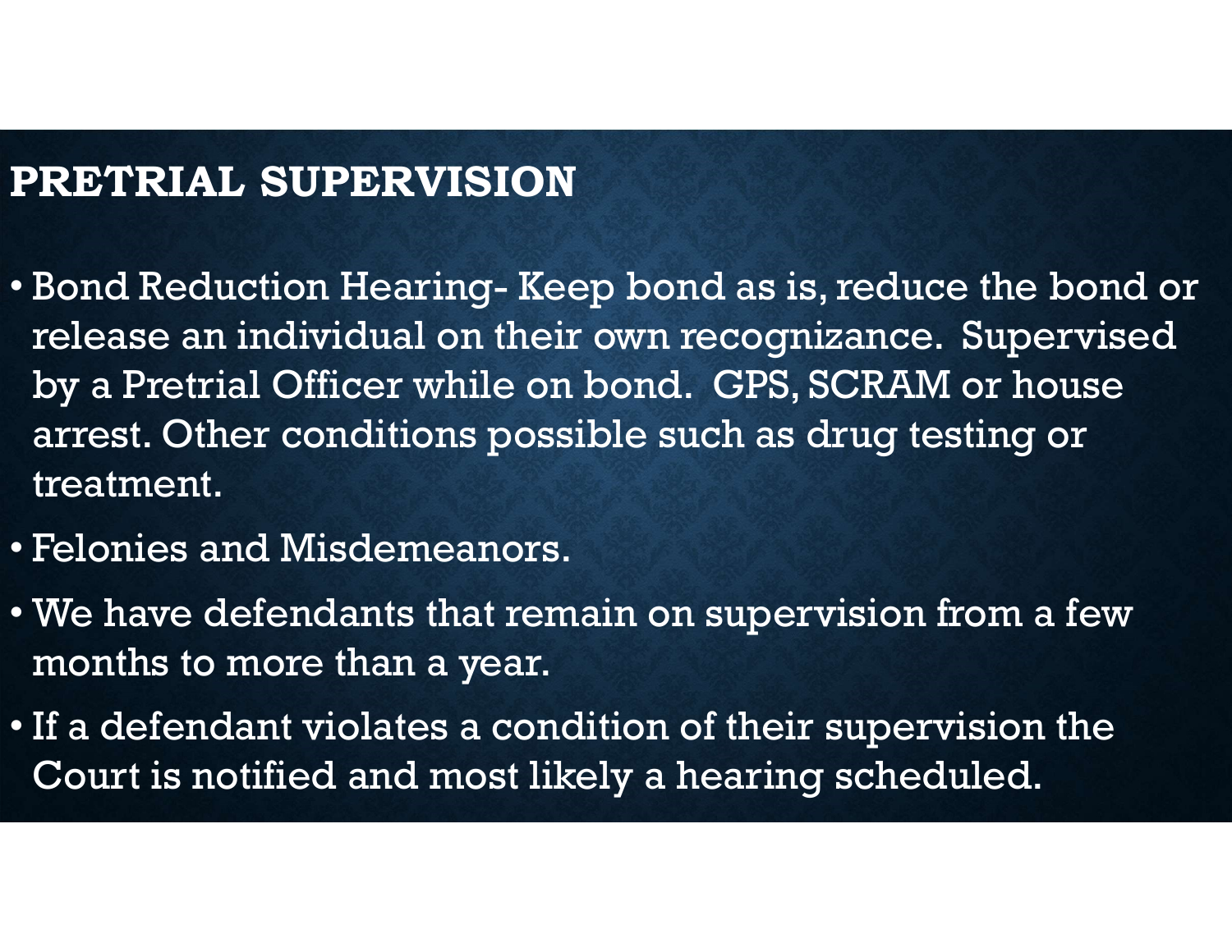# PRETRIAL SUPERVISION

- Bond Reduction Hearing- Keep bond as is, reduce the bond or release an individual on their own recognizance. Supervised by a Pretrial Officer while on bond. GPS, SCRAM or house arrest. Other conditions possible such as drug testing or treatment.
- Felonies and Misdemeanors.
- We have defendants that remain on supervision from a few months to more than a year.
- If a defendant violates a condition of their supervision the Court is notified and most likely a hearing scheduled.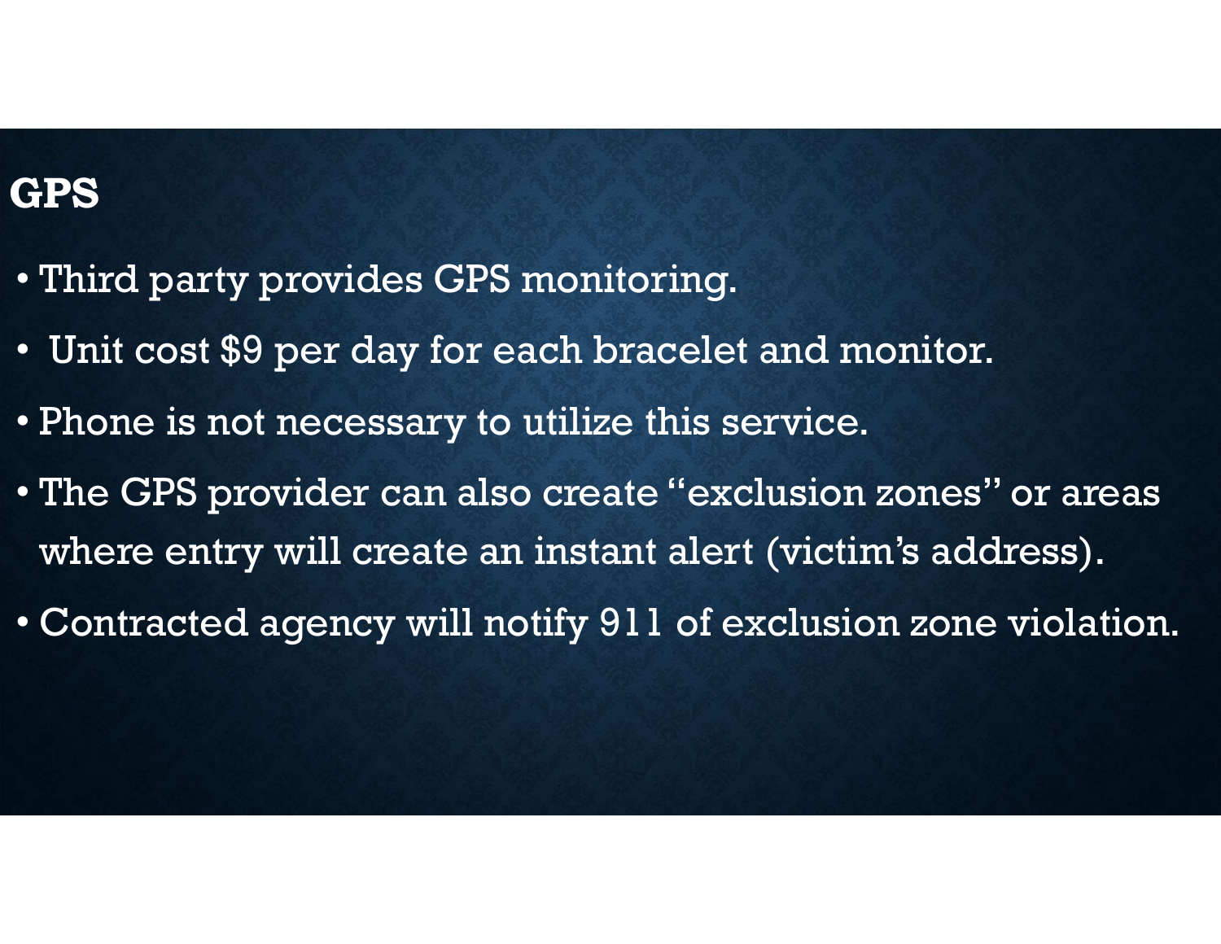## GPS

- Third party provides GPS monitoring.
- Unit cost $9 per day for each bracelet and monitor.
- Phone is not necessary to utilize this service.
- The GPS provider can also create "exclusion zones" or areas where entry will create an instant alert (victim's address).
- Contracted agency will notify 911 of exclusion zone violation.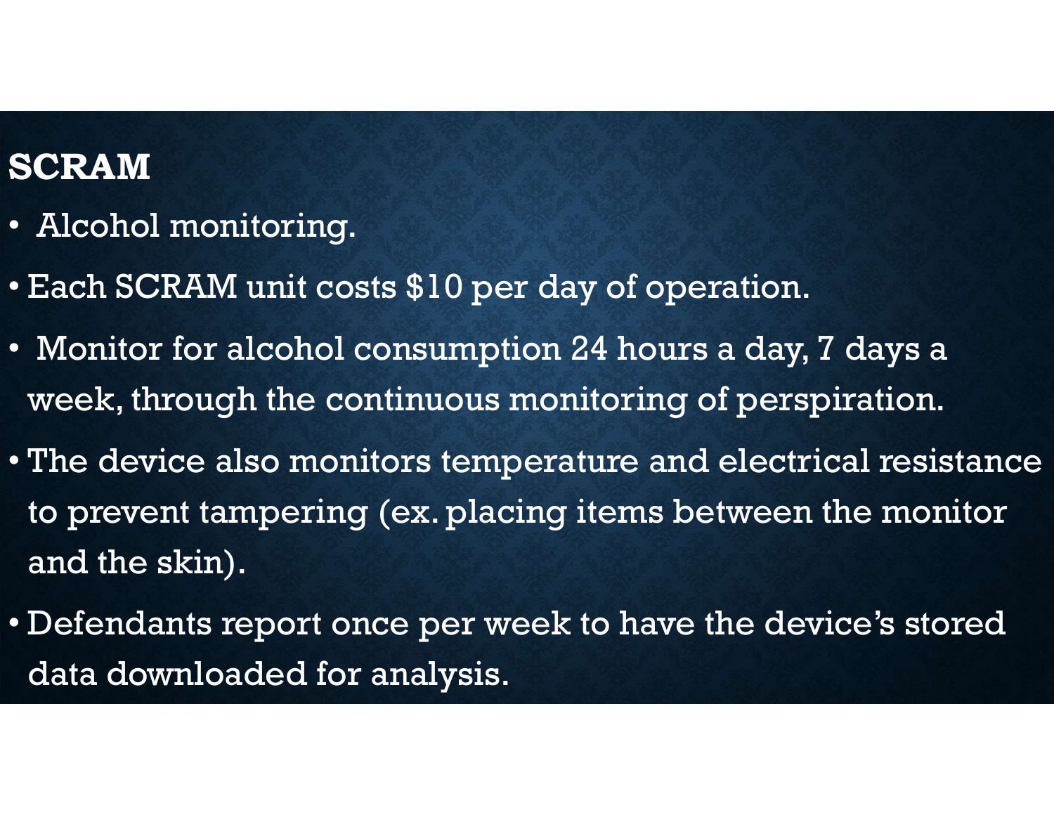## SCRAM

- Alcohol monitoring.
- Each SCRAM unit costs $10 per day of operation.
- Monitor for alcohol consumption 24 hours a day, 7 days a week, through the continuous monitoring of perspiration.
- The device also monitors temperature and electrical resistance to prevent tampering (ex. placing items between the monitor and the skin).
- Defendants report once per week to have the device's stored data downloaded for analysis.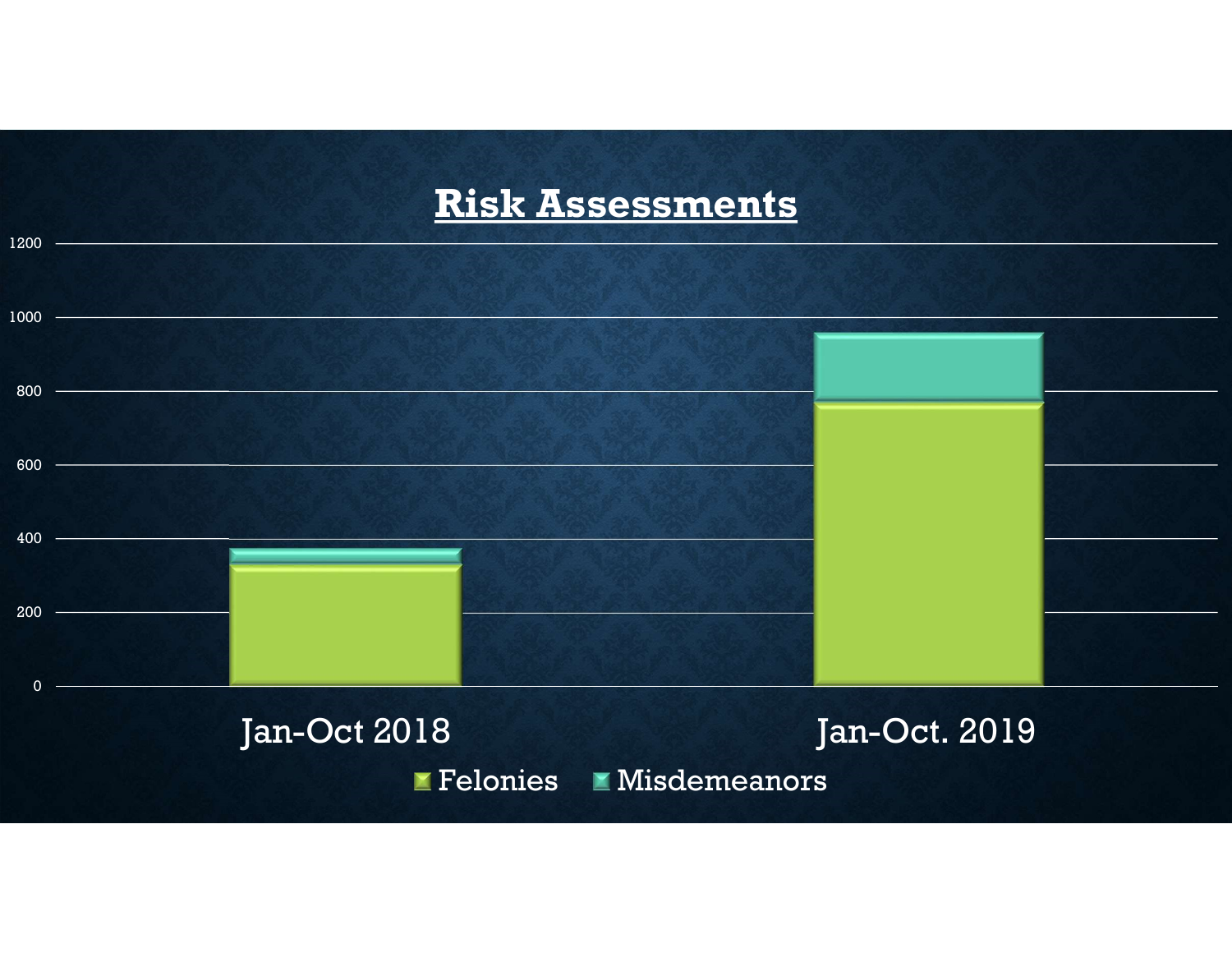## Risk Assessments

| | Felonies | Misdemeanors |
|---|---|---|
| Jan-Oct 2018 | ~330 | ~40 |
| Jan-Oct. 2019 | ~770 | ~190 |

Y-axis: 0, 200, 400, 600, 800, 1000, 1200

Legend: Felonies, Misdemeanors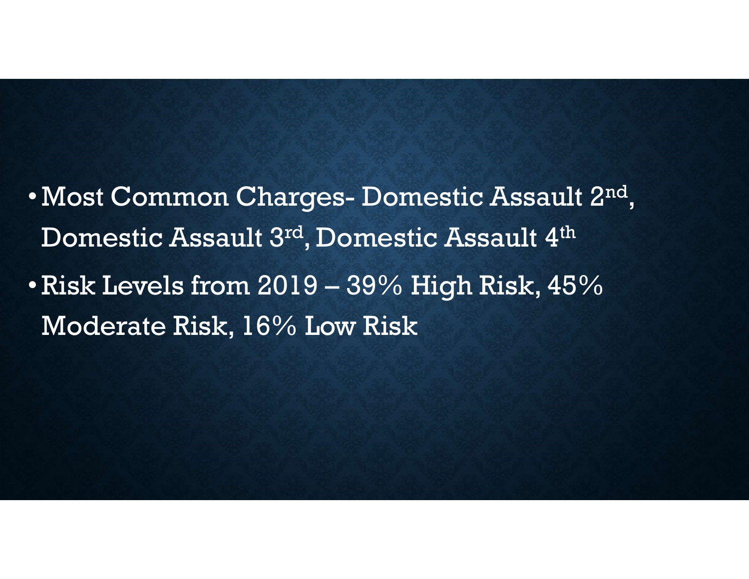- Most Common Charges- Domestic Assault 2nd, Domestic Assault 3rd, Domestic Assault 4th
- Risk Levels from 2019 – 39% High Risk, 45% Moderate Risk, 16% Low Risk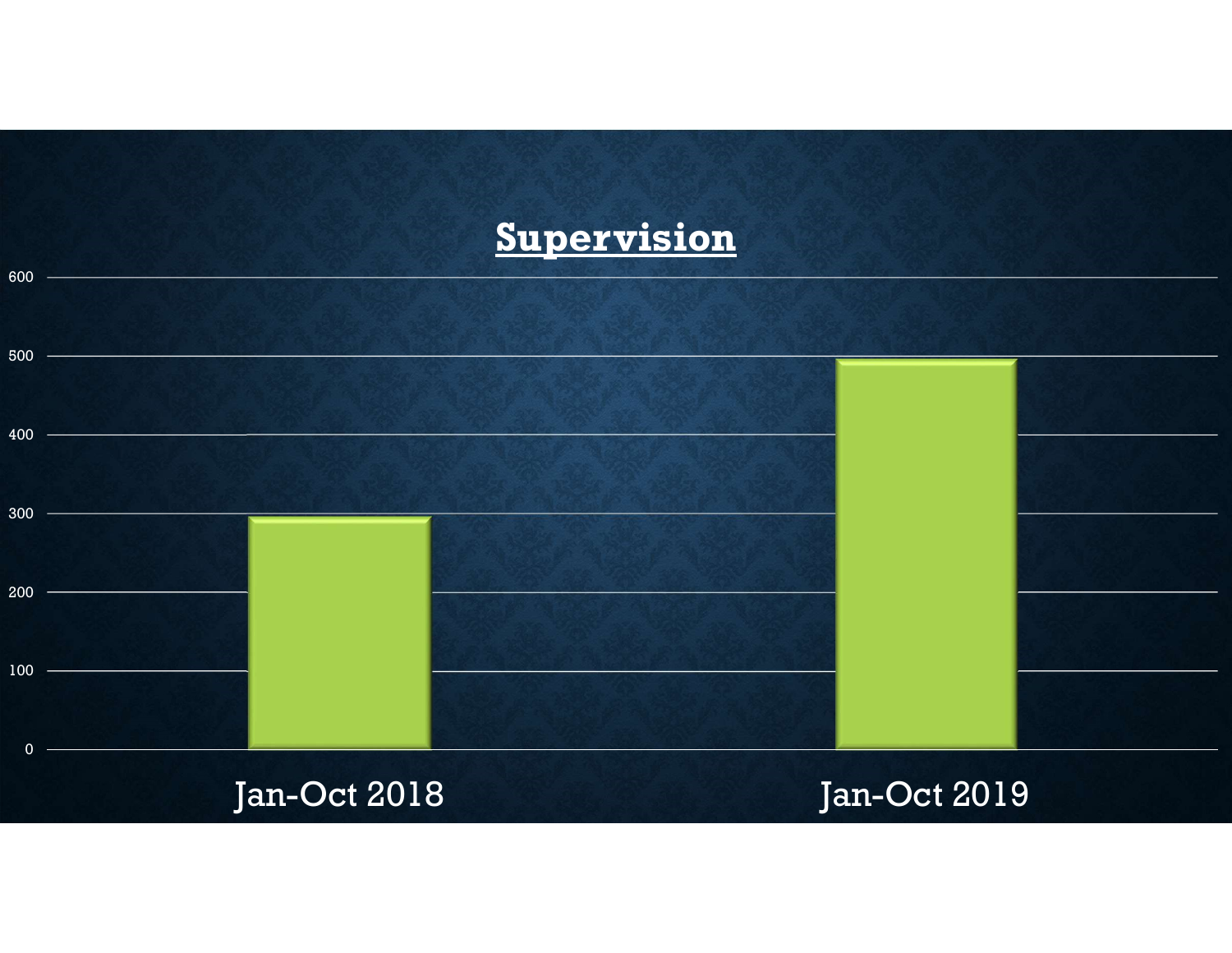## Supervision

| | Jan-Oct 2018 | Jan-Oct 2019 |
|---|---|---|
| Supervision | ~295 | ~495 |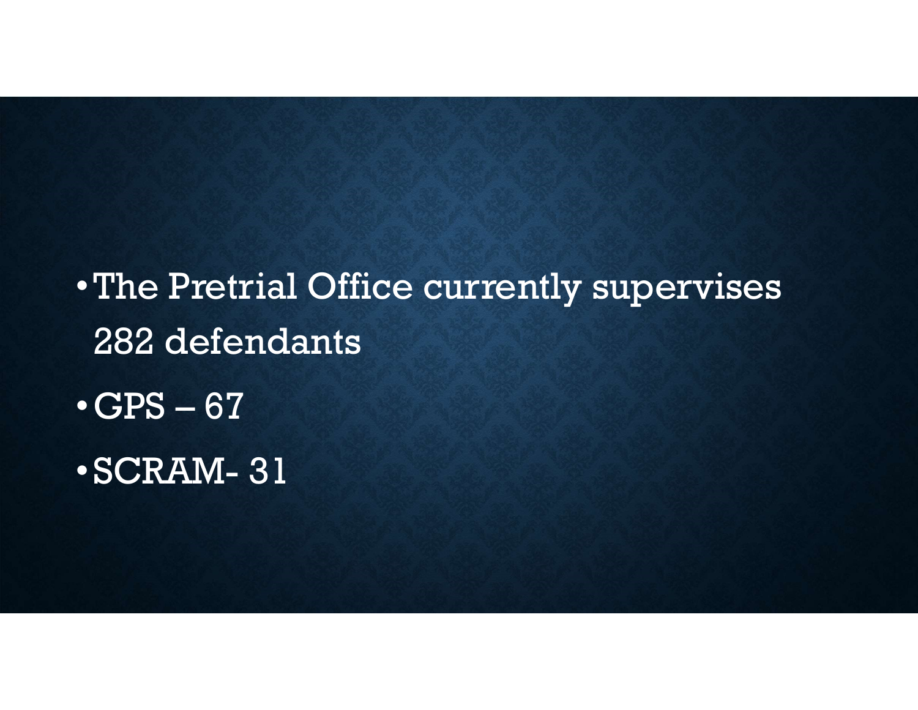- The Pretrial Office currently supervises 282 defendants
- GPS – 67
- SCRAM- 31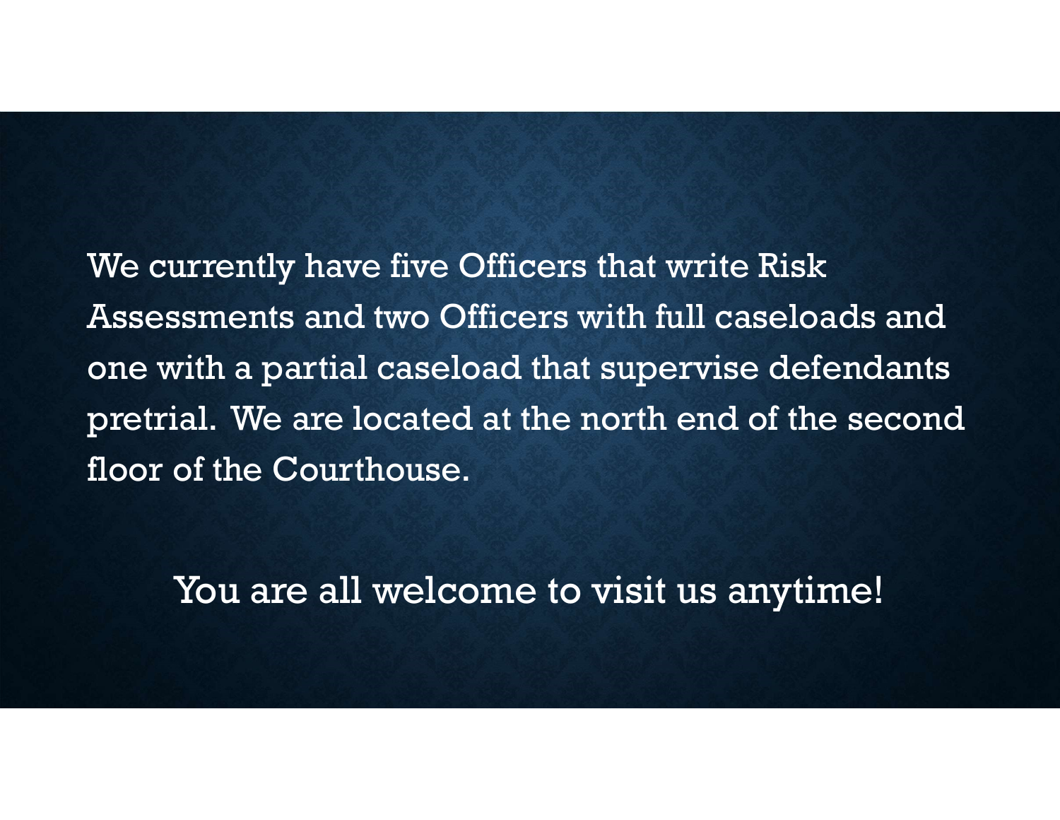We currently have five Officers that write Risk Assessments and two Officers with full caseloads and one with a partial caseload that supervise defendants pretrial. We are located at the north end of the second floor of the Courthouse.

You are all welcome to visit us anytime!